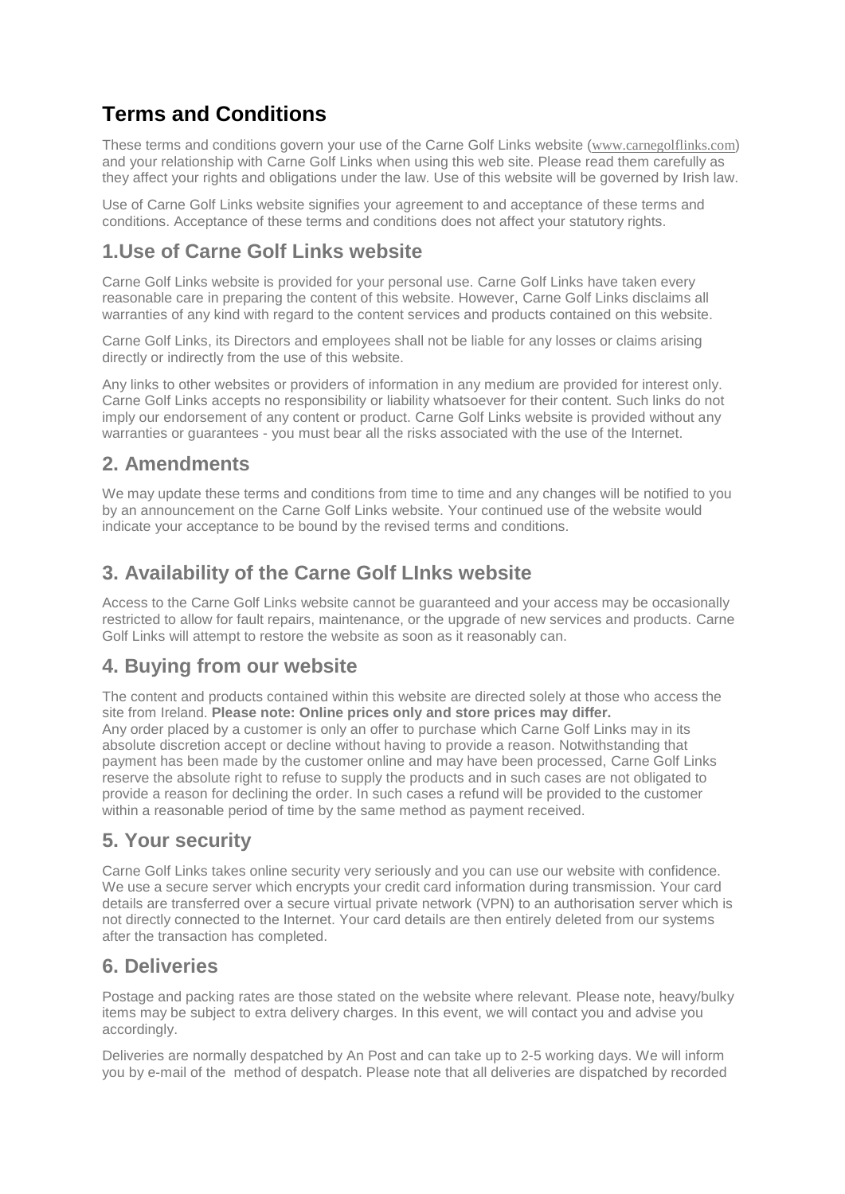# Terms and Conditions

These terms and conditions govern your use of the Carne Golf Links website (www.carnegolflinks.com) and your relationship with Carne Golf Links when using this web site. Please read them carefully as they affect your rights and obligations under the law. Use of this website will be governed by Irish law.

Use of Carne Golf Links website signifies your agreement to and acceptance of these terms and conditions. Acceptance of these terms and conditions does not affect your statutory rights.

## 1.Use of Carne Golf Links website

Carne Golf Links website is provided for your personal use. Carne Golf Links have taken every reasonable care in preparing the content of this website. However, Carne Golf Links disclaims all warranties of any kind with regard to the content services and products contained on this website.

Carne Golf Links, its Directors and employees shall not be liable for any losses or claims arising directly or indirectly from the use of this website.

Any links to other websites or providers of information in any medium are provided for interest only. Carne Golf Links accepts no responsibility or liability whatsoever for their content. Such links do not imply our endorsement of any content or product. Carne Golf Links website is provided without any warranties or guarantees - you must bear all the risks associated with the use of the Internet.

## 2. Amendments

We may update these terms and conditions from time to time and any changes will be notified to you by an announcement on the Carne Golf Links website. Your continued use of the website would indicate your acceptance to be bound by the revised terms and conditions.

## 3. Availability of the Carne Golf LInks website

Access to the Carne Golf Links website cannot be guaranteed and your access may be occasionally restricted to allow for fault repairs, maintenance, or the upgrade of new services and products. Carne Golf Links will attempt to restore the website as soon as it reasonably can.

## 4. Buying from our website

The content and products contained within this website are directed solely at those who access the site from Ireland. **Please note: Online prices only and store prices may differ.**
Any order placed by a customer is only an offer to purchase which Carne Golf Links may in its absolute discretion accept or decline without having to provide a reason. Notwithstanding that payment has been made by the customer online and may have been processed, Carne Golf Links reserve the absolute right to refuse to supply the products and in such cases are not obligated to provide a reason for declining the order. In such cases a refund will be provided to the customer within a reasonable period of time by the same method as payment received.

## 5. Your security

Carne Golf Links takes online security very seriously and you can use our website with confidence. We use a secure server which encrypts your credit card information during transmission. Your card details are transferred over a secure virtual private network (VPN) to an authorisation server which is not directly connected to the Internet. Your card details are then entirely deleted from our systems after the transaction has completed.

## 6. Deliveries

Postage and packing rates are those stated on the website where relevant. Please note, heavy/bulky items may be subject to extra delivery charges. In this event, we will contact you and advise you accordingly.

Deliveries are normally despatched by An Post and can take up to 2-5 working days. We will inform you by e-mail of the method of despatch. Please note that all deliveries are dispatched by recorded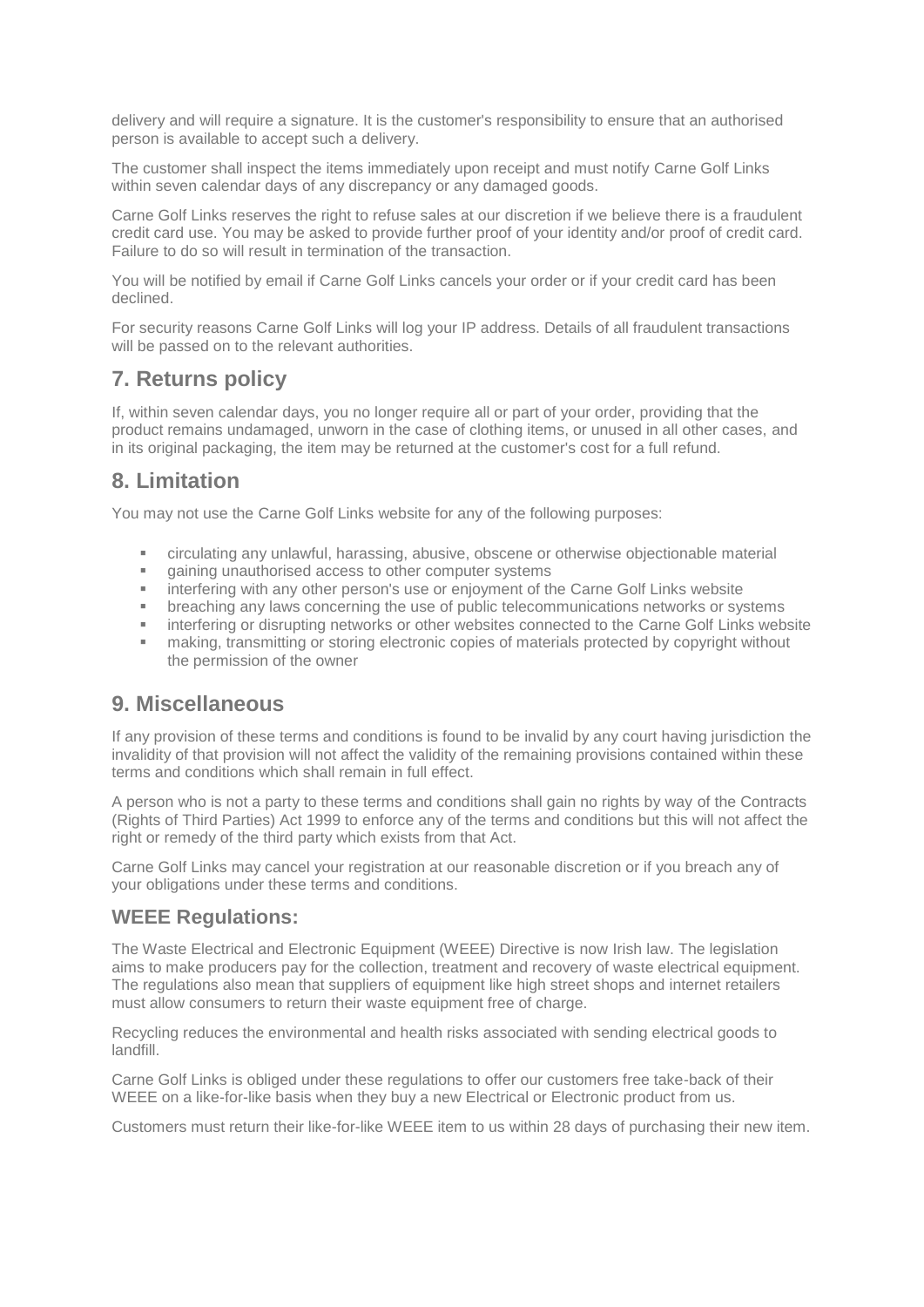delivery and will require a signature. It is the customer's responsibility to ensure that an authorised person is available to accept such a delivery.

The customer shall inspect the items immediately upon receipt and must notify Carne Golf Links within seven calendar days of any discrepancy or any damaged goods.

Carne Golf Links reserves the right to refuse sales at our discretion if we believe there is a fraudulent credit card use. You may be asked to provide further proof of your identity and/or proof of credit card. Failure to do so will result in termination of the transaction.

You will be notified by email if Carne Golf Links cancels your order or if your credit card has been declined.

For security reasons Carne Golf Links will log your IP address. Details of all fraudulent transactions will be passed on to the relevant authorities.

## 7. Returns policy

If, within seven calendar days, you no longer require all or part of your order, providing that the product remains undamaged, unworn in the case of clothing items, or unused in all other cases, and in its original packaging, the item may be returned at the customer's cost for a full refund.

## 8. Limitation

You may not use the Carne Golf Links website for any of the following purposes:

- circulating any unlawful, harassing, abusive, obscene or otherwise objectionable material
- gaining unauthorised access to other computer systems
- interfering with any other person's use or enjoyment of the Carne Golf Links website
- breaching any laws concerning the use of public telecommunications networks or systems
- interfering or disrupting networks or other websites connected to the Carne Golf Links website
- making, transmitting or storing electronic copies of materials protected by copyright without the permission of the owner

## 9. Miscellaneous

If any provision of these terms and conditions is found to be invalid by any court having jurisdiction the invalidity of that provision will not affect the validity of the remaining provisions contained within these terms and conditions which shall remain in full effect.

A person who is not a party to these terms and conditions shall gain no rights by way of the Contracts (Rights of Third Parties) Act 1999 to enforce any of the terms and conditions but this will not affect the right or remedy of the third party which exists from that Act.

Carne Golf Links may cancel your registration at our reasonable discretion or if you breach any of your obligations under these terms and conditions.

### WEEE Regulations:

The Waste Electrical and Electronic Equipment (WEEE) Directive is now Irish law. The legislation aims to make producers pay for the collection, treatment and recovery of waste electrical equipment. The regulations also mean that suppliers of equipment like high street shops and internet retailers must allow consumers to return their waste equipment free of charge.

Recycling reduces the environmental and health risks associated with sending electrical goods to landfill.

Carne Golf Links is obliged under these regulations to offer our customers free take-back of their WEEE on a like-for-like basis when they buy a new Electrical or Electronic product from us.

Customers must return their like-for-like WEEE item to us within 28 days of purchasing their new item.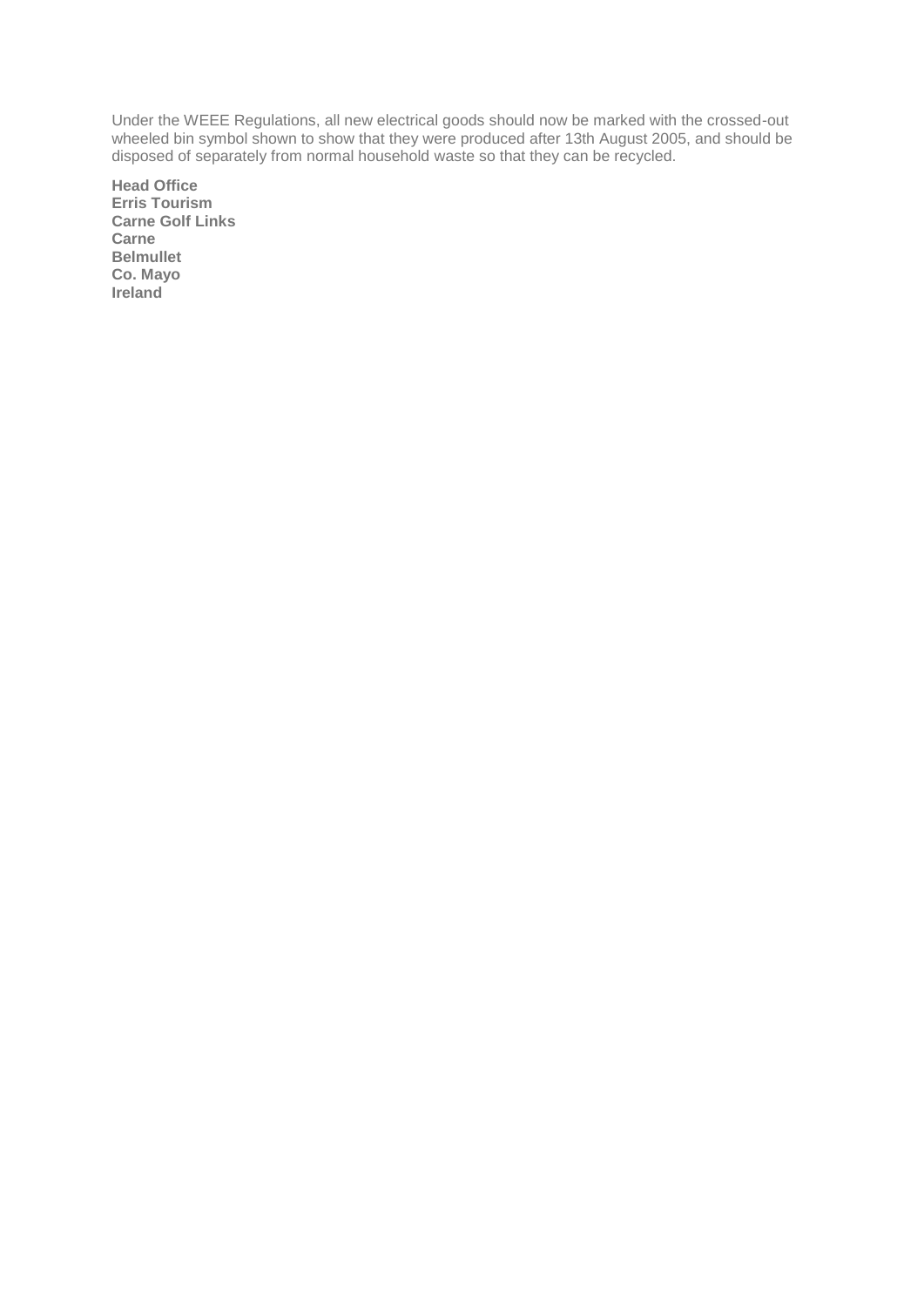Under the WEEE Regulations, all new electrical goods should now be marked with the crossed-out wheeled bin symbol shown to show that they were produced after 13th August 2005, and should be disposed of separately from normal household waste so that they can be recycled.

**Head Office**
**Erris Tourism**
**Carne Golf Links**
**Carne**
**Belmullet**
**Co. Mayo**
**Ireland**